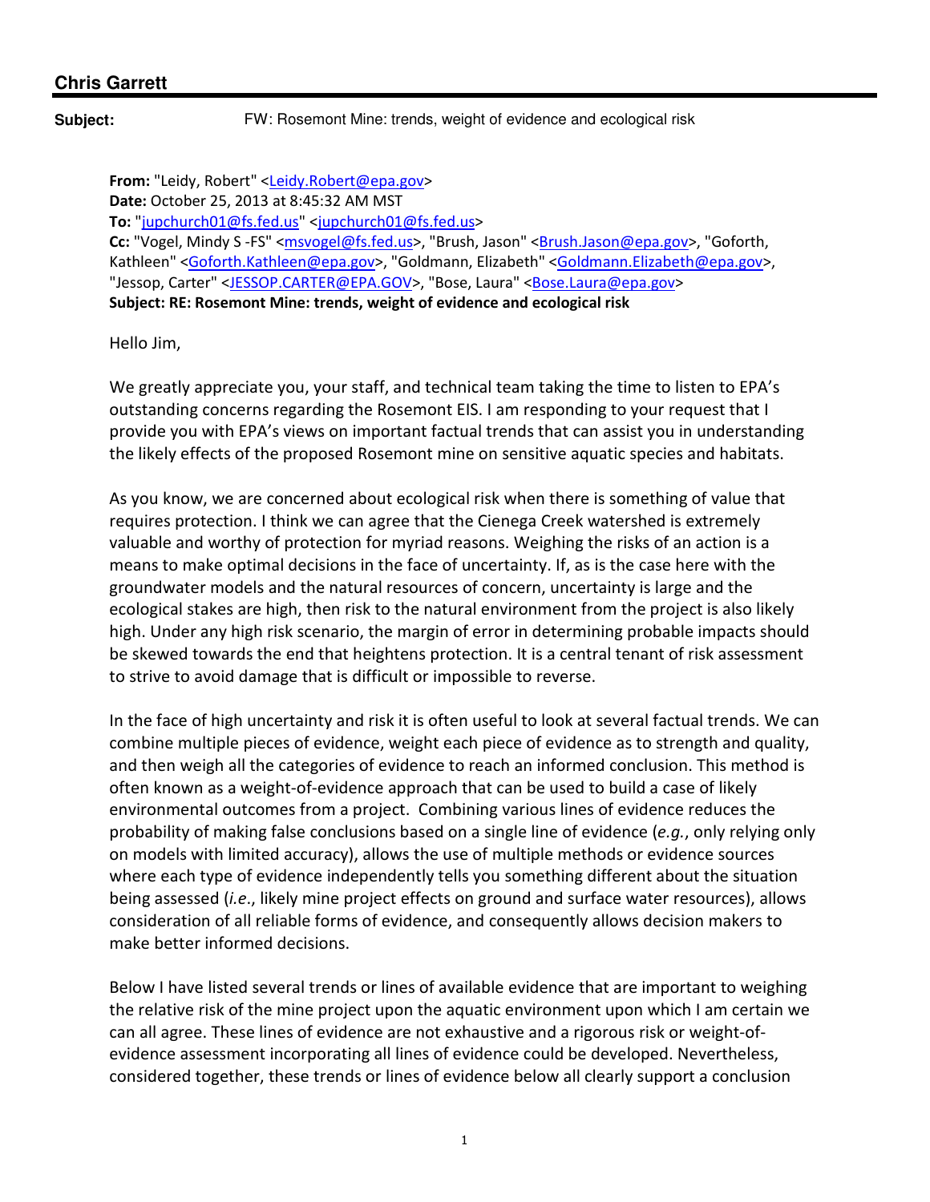## Chris Garrett

**Subject:** FW: Rosemont Mine: trends, weight of evidence and ecological risk

**From:** "Leidy, Robert" <Leidy.Robert@epa.gov>
**Date:** October 25, 2013 at 8:45:32 AM MST
**To:** "jupchurch01@fs.fed.us" <jupchurch01@fs.fed.us>
**Cc:** "Vogel, Mindy S -FS" <msvogel@fs.fed.us>, "Brush, Jason" <Brush.Jason@epa.gov>, "Goforth, Kathleen" <Goforth.Kathleen@epa.gov>, "Goldmann, Elizabeth" <Goldmann.Elizabeth@epa.gov>, "Jessop, Carter" <JESSOP.CARTER@EPA.GOV>, "Bose, Laura" <Bose.Laura@epa.gov>
**Subject: RE: Rosemont Mine: trends, weight of evidence and ecological risk**

Hello Jim,

We greatly appreciate you, your staff, and technical team taking the time to listen to EPA's outstanding concerns regarding the Rosemont EIS. I am responding to your request that I provide you with EPA's views on important factual trends that can assist you in understanding the likely effects of the proposed Rosemont mine on sensitive aquatic species and habitats.

As you know, we are concerned about ecological risk when there is something of value that requires protection. I think we can agree that the Cienega Creek watershed is extremely valuable and worthy of protection for myriad reasons. Weighing the risks of an action is a means to make optimal decisions in the face of uncertainty. If, as is the case here with the groundwater models and the natural resources of concern, uncertainty is large and the ecological stakes are high, then risk to the natural environment from the project is also likely high. Under any high risk scenario, the margin of error in determining probable impacts should be skewed towards the end that heightens protection. It is a central tenant of risk assessment to strive to avoid damage that is difficult or impossible to reverse.

In the face of high uncertainty and risk it is often useful to look at several factual trends. We can combine multiple pieces of evidence, weight each piece of evidence as to strength and quality, and then weigh all the categories of evidence to reach an informed conclusion. This method is often known as a weight-of-evidence approach that can be used to build a case of likely environmental outcomes from a project. Combining various lines of evidence reduces the probability of making false conclusions based on a single line of evidence (*e.g.*, only relying only on models with limited accuracy), allows the use of multiple methods or evidence sources where each type of evidence independently tells you something different about the situation being assessed (*i.e.*, likely mine project effects on ground and surface water resources), allows consideration of all reliable forms of evidence, and consequently allows decision makers to make better informed decisions.

Below I have listed several trends or lines of available evidence that are important to weighing the relative risk of the mine project upon the aquatic environment upon which I am certain we can all agree. These lines of evidence are not exhaustive and a rigorous risk or weight-of-evidence assessment incorporating all lines of evidence could be developed. Nevertheless, considered together, these trends or lines of evidence below all clearly support a conclusion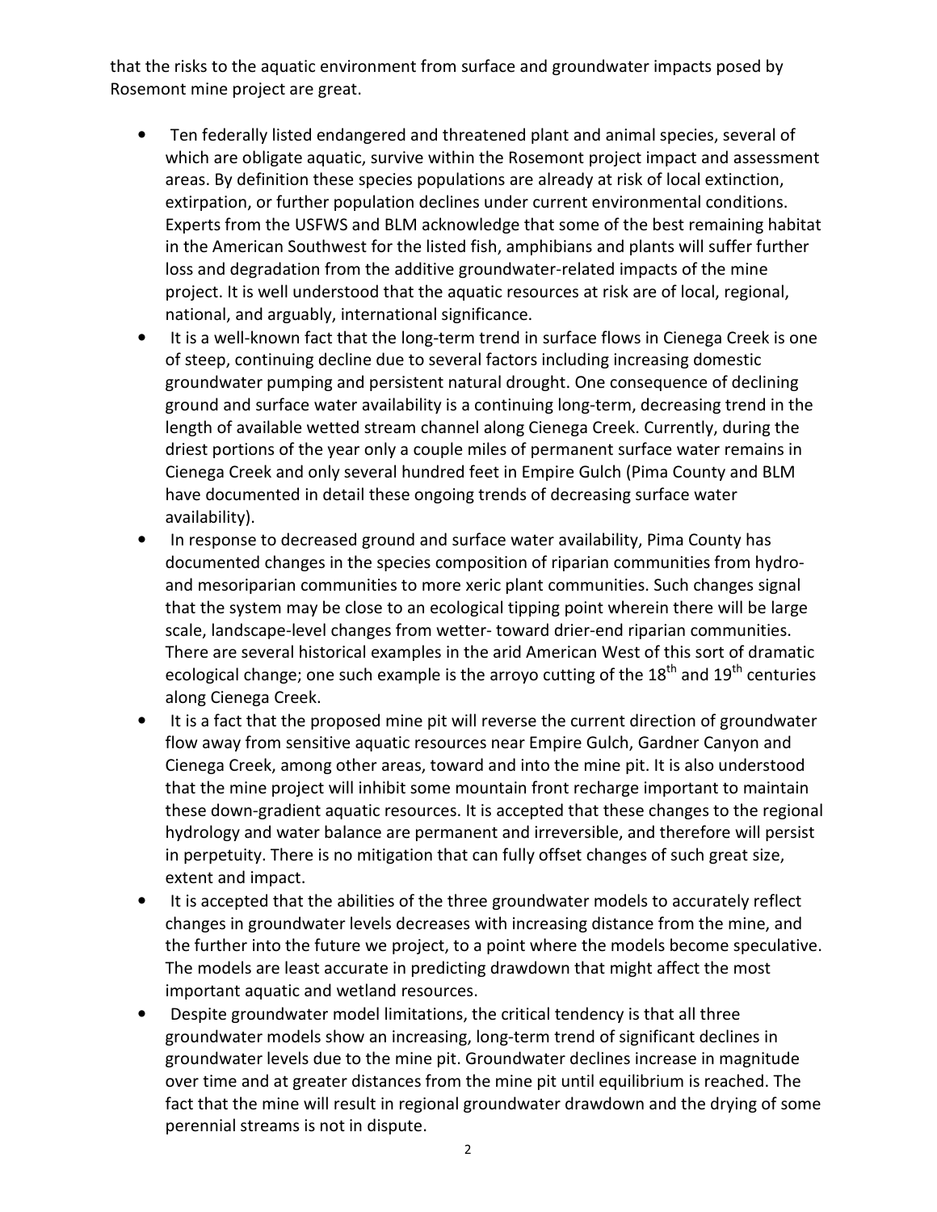that the risks to the aquatic environment from surface and groundwater impacts posed by Rosemont mine project are great.

- Ten federally listed endangered and threatened plant and animal species, several of which are obligate aquatic, survive within the Rosemont project impact and assessment areas. By definition these species populations are already at risk of local extinction, extirpation, or further population declines under current environmental conditions. Experts from the USFWS and BLM acknowledge that some of the best remaining habitat in the American Southwest for the listed fish, amphibians and plants will suffer further loss and degradation from the additive groundwater-related impacts of the mine project. It is well understood that the aquatic resources at risk are of local, regional, national, and arguably, international significance.
- It is a well-known fact that the long-term trend in surface flows in Cienega Creek is one of steep, continuing decline due to several factors including increasing domestic groundwater pumping and persistent natural drought. One consequence of declining ground and surface water availability is a continuing long-term, decreasing trend in the length of available wetted stream channel along Cienega Creek. Currently, during the driest portions of the year only a couple miles of permanent surface water remains in Cienega Creek and only several hundred feet in Empire Gulch (Pima County and BLM have documented in detail these ongoing trends of decreasing surface water availability).
- In response to decreased ground and surface water availability, Pima County has documented changes in the species composition of riparian communities from hydro- and mesoriparian communities to more xeric plant communities. Such changes signal that the system may be close to an ecological tipping point wherein there will be large scale, landscape-level changes from wetter- toward drier-end riparian communities. There are several historical examples in the arid American West of this sort of dramatic ecological change; one such example is the arroyo cutting of the 18th and 19th centuries along Cienega Creek.
- It is a fact that the proposed mine pit will reverse the current direction of groundwater flow away from sensitive aquatic resources near Empire Gulch, Gardner Canyon and Cienega Creek, among other areas, toward and into the mine pit. It is also understood that the mine project will inhibit some mountain front recharge important to maintain these down-gradient aquatic resources. It is accepted that these changes to the regional hydrology and water balance are permanent and irreversible, and therefore will persist in perpetuity. There is no mitigation that can fully offset changes of such great size, extent and impact.
- It is accepted that the abilities of the three groundwater models to accurately reflect changes in groundwater levels decreases with increasing distance from the mine, and the further into the future we project, to a point where the models become speculative. The models are least accurate in predicting drawdown that might affect the most important aquatic and wetland resources.
- Despite groundwater model limitations, the critical tendency is that all three groundwater models show an increasing, long-term trend of significant declines in groundwater levels due to the mine pit. Groundwater declines increase in magnitude over time and at greater distances from the mine pit until equilibrium is reached. The fact that the mine will result in regional groundwater drawdown and the drying of some perennial streams is not in dispute.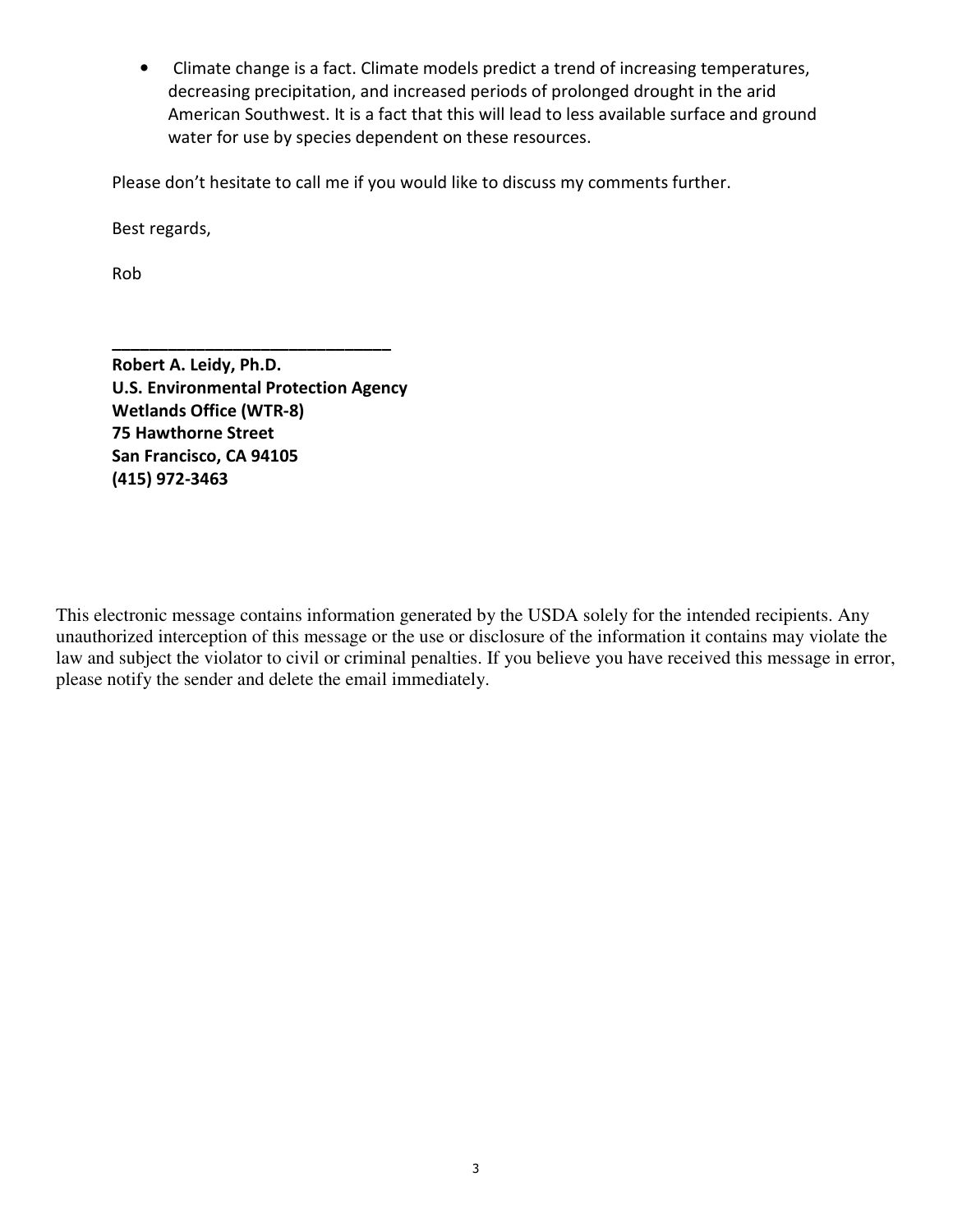- Climate change is a fact. Climate models predict a trend of increasing temperatures, decreasing precipitation, and increased periods of prolonged drought in the arid American Southwest. It is a fact that this will lead to less available surface and ground water for use by species dependent on these resources.

Please don't hesitate to call me if you would like to discuss my comments further.

Best regards,

Rob

______________________________

**Robert A. Leidy, Ph.D.**
**U.S. Environmental Protection Agency**
**Wetlands Office (WTR-8)**
**75 Hawthorne Street**
**San Francisco, CA 94105**
**(415) 972-3463**

This electronic message contains information generated by the USDA solely for the intended recipients. Any unauthorized interception of this message or the use or disclosure of the information it contains may violate the law and subject the violator to civil or criminal penalties. If you believe you have received this message in error, please notify the sender and delete the email immediately.